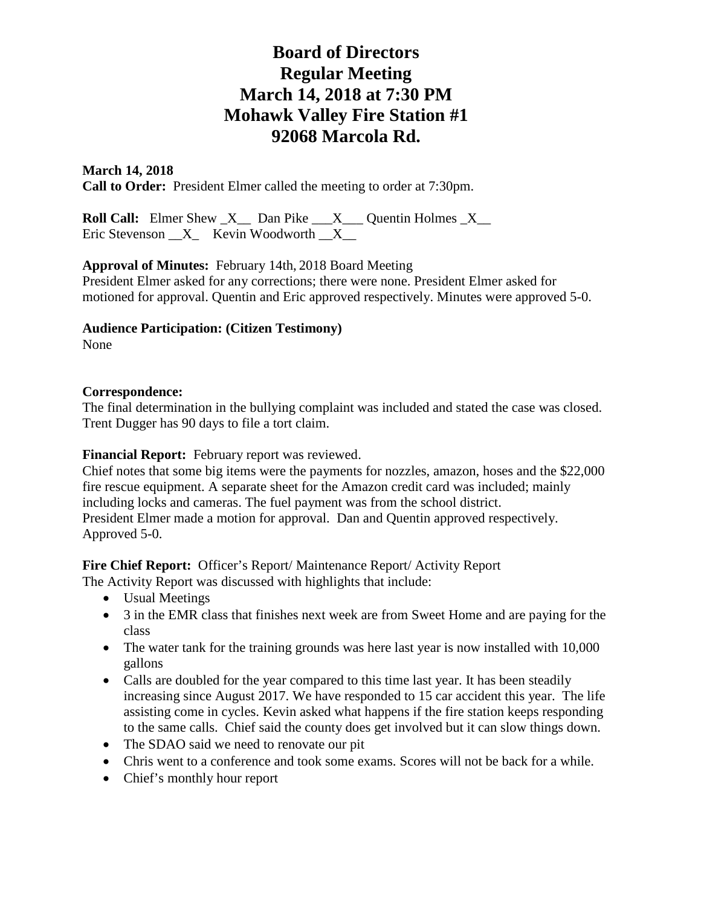# Board of Directors
# Regular Meeting
# March 14, 2018 at 7:30 PM
# Mohawk Valley Fire Station #1
# 92068 Marcola Rd.

**March 14, 2018**
**Call to Order:** President Elmer called the meeting to order at 7:30pm.

**Roll Call:** Elmer Shew _X__ Dan Pike ___X___ Quentin Holmes _X__
Eric Stevenson __X_ Kevin Woodworth __X__

**Approval of Minutes:** February 14th, 2018 Board Meeting
President Elmer asked for any corrections; there were none. President Elmer asked for motioned for approval. Quentin and Eric approved respectively. Minutes were approved 5-0.

**Audience Participation: (Citizen Testimony)**
None

**Correspondence:**
The final determination in the bullying complaint was included and stated the case was closed. Trent Dugger has 90 days to file a tort claim.

**Financial Report:** February report was reviewed.
Chief notes that some big items were the payments for nozzles, amazon, hoses and the $22,000 fire rescue equipment. A separate sheet for the Amazon credit card was included; mainly including locks and cameras. The fuel payment was from the school district.
President Elmer made a motion for approval. Dan and Quentin approved respectively. Approved 5-0.

**Fire Chief Report:** Officer's Report/ Maintenance Report/ Activity Report
The Activity Report was discussed with highlights that include:

- Usual Meetings
- 3 in the EMR class that finishes next week are from Sweet Home and are paying for the class
- The water tank for the training grounds was here last year is now installed with 10,000 gallons
- Calls are doubled for the year compared to this time last year. It has been steadily increasing since August 2017. We have responded to 15 car accident this year. The life assisting come in cycles. Kevin asked what happens if the fire station keeps responding to the same calls. Chief said the county does get involved but it can slow things down.
- The SDAO said we need to renovate our pit
- Chris went to a conference and took some exams. Scores will not be back for a while.
- Chief's monthly hour report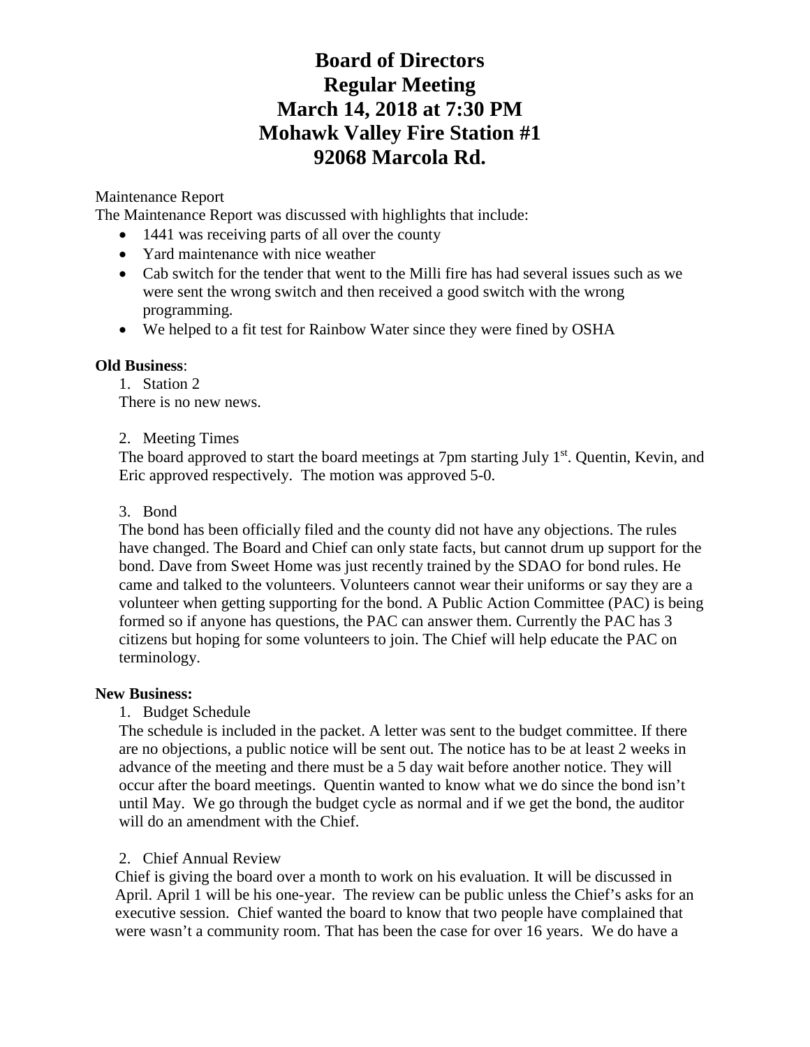# Board of Directors
# Regular Meeting
# March 14, 2018 at 7:30 PM
# Mohawk Valley Fire Station #1
# 92068 Marcola Rd.

Maintenance Report

The Maintenance Report was discussed with highlights that include:

- 1441 was receiving parts of all over the county
- Yard maintenance with nice weather
- Cab switch for the tender that went to the Milli fire has had several issues such as we were sent the wrong switch and then received a good switch with the wrong programming.
- We helped to a fit test for Rainbow Water since they were fined by OSHA

**Old Business**:

1. Station 2

There is no new news.

2. Meeting Times

The board approved to start the board meetings at 7pm starting July 1st. Quentin, Kevin, and Eric approved respectively. The motion was approved 5-0.

3. Bond

The bond has been officially filed and the county did not have any objections. The rules have changed. The Board and Chief can only state facts, but cannot drum up support for the bond. Dave from Sweet Home was just recently trained by the SDAO for bond rules. He came and talked to the volunteers. Volunteers cannot wear their uniforms or say they are a volunteer when getting supporting for the bond. A Public Action Committee (PAC) is being formed so if anyone has questions, the PAC can answer them. Currently the PAC has 3 citizens but hoping for some volunteers to join. The Chief will help educate the PAC on terminology.

**New Business:**

1. Budget Schedule

The schedule is included in the packet. A letter was sent to the budget committee. If there are no objections, a public notice will be sent out. The notice has to be at least 2 weeks in advance of the meeting and there must be a 5 day wait before another notice. They will occur after the board meetings. Quentin wanted to know what we do since the bond isn't until May. We go through the budget cycle as normal and if we get the bond, the auditor will do an amendment with the Chief.

2. Chief Annual Review

Chief is giving the board over a month to work on his evaluation. It will be discussed in April. April 1 will be his one-year. The review can be public unless the Chief's asks for an executive session. Chief wanted the board to know that two people have complained that were wasn't a community room. That has been the case for over 16 years. We do have a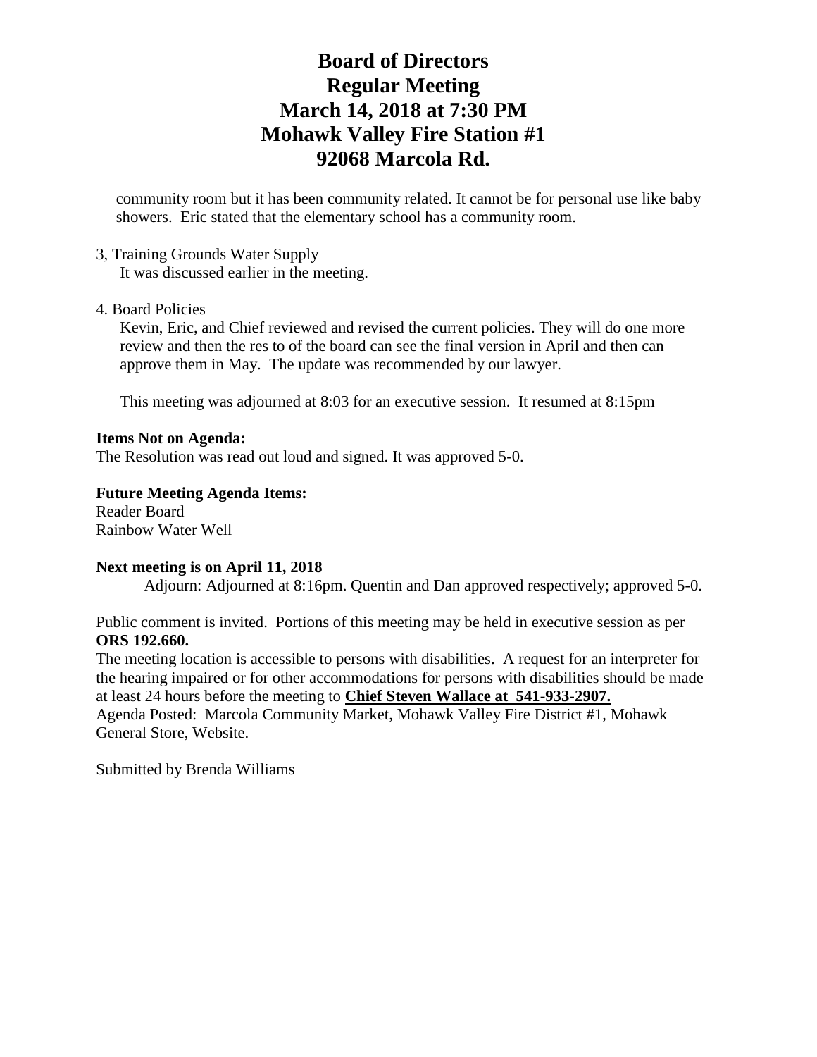# Board of Directors
# Regular Meeting
# March 14, 2018 at 7:30 PM
# Mohawk Valley Fire Station #1
# 92068 Marcola Rd.

community room but it has been community related. It cannot be for personal use like baby showers. Eric stated that the elementary school has a community room.

3, Training Grounds Water Supply
It was discussed earlier in the meeting.

4. Board Policies
Kevin, Eric, and Chief reviewed and revised the current policies. They will do one more review and then the res to of the board can see the final version in April and then can approve them in May. The update was recommended by our lawyer.

This meeting was adjourned at 8:03 for an executive session. It resumed at 8:15pm

**Items Not on Agenda:**
The Resolution was read out loud and signed. It was approved 5-0.

**Future Meeting Agenda Items:**
Reader Board
Rainbow Water Well

**Next meeting is on April 11, 2018**
Adjourn: Adjourned at 8:16pm. Quentin and Dan approved respectively; approved 5-0.

Public comment is invited. Portions of this meeting may be held in executive session as per **ORS 192.660.**
The meeting location is accessible to persons with disabilities. A request for an interpreter for the hearing impaired or for other accommodations for persons with disabilities should be made at least 24 hours before the meeting to **Chief Steven Wallace at 541-933-2907.**
Agenda Posted: Marcola Community Market, Mohawk Valley Fire District #1, Mohawk General Store, Website.

Submitted by Brenda Williams